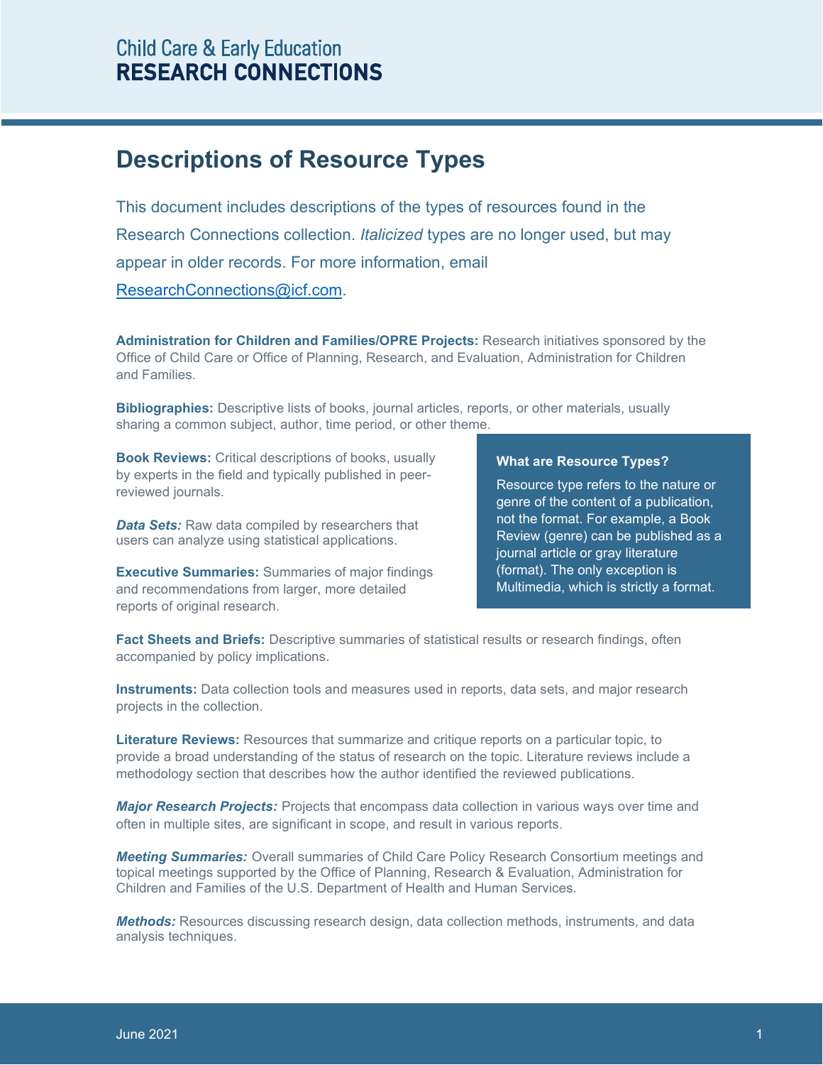Child Care & Early Education
**RESEARCH CONNECTIONS**

# Descriptions of Resource Types

This document includes descriptions of the types of resources found in the Research Connections collection. *Italicized* types are no longer used, but may appear in older records. For more information, email [ResearchConnections@icf.com](mailto:ResearchConnections@icf.com).

**Administration for Children and Families/OPRE Projects:** Research initiatives sponsored by the Office of Child Care or Office of Planning, Research, and Evaluation, Administration for Children and Families.

**Bibliographies:** Descriptive lists of books, journal articles, reports, or other materials, usually sharing a common subject, author, time period, or other theme.

**Book Reviews:** Critical descriptions of books, usually by experts in the field and typically published in peer-reviewed journals.

***Data Sets:*** Raw data compiled by researchers that users can analyze using statistical applications.

**Executive Summaries:** Summaries of major findings and recommendations from larger, more detailed reports of original research.

> **What are Resource Types?**
>
> Resource type refers to the nature or genre of the content of a publication, not the format. For example, a Book Review (genre) can be published as a journal article or gray literature (format). The only exception is Multimedia, which is strictly a format.

**Fact Sheets and Briefs:** Descriptive summaries of statistical results or research findings, often accompanied by policy implications.

**Instruments:** Data collection tools and measures used in reports, data sets, and major research projects in the collection.

**Literature Reviews:** Resources that summarize and critique reports on a particular topic, to provide a broad understanding of the status of research on the topic. Literature reviews include a methodology section that describes how the author identified the reviewed publications.

***Major Research Projects:*** Projects that encompass data collection in various ways over time and often in multiple sites, are significant in scope, and result in various reports.

***Meeting Summaries:*** Overall summaries of Child Care Policy Research Consortium meetings and topical meetings supported by the Office of Planning, Research & Evaluation, Administration for Children and Families of the U.S. Department of Health and Human Services.

***Methods:*** Resources discussing research design, data collection methods, instruments, and data analysis techniques.

June 2021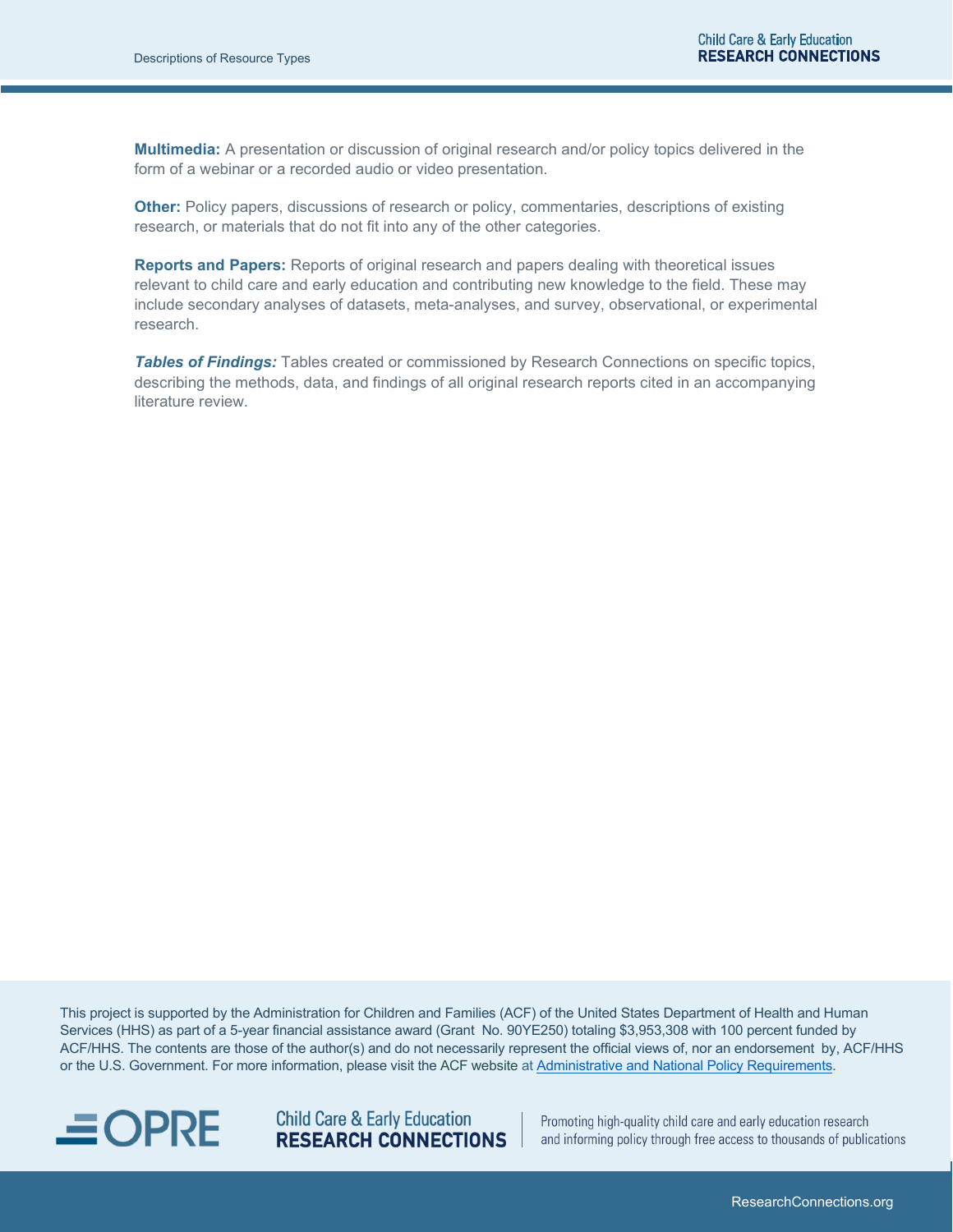**Multimedia:** A presentation or discussion of original research and/or policy topics delivered in the form of a webinar or a recorded audio or video presentation.

**Other:** Policy papers, discussions of research or policy, commentaries, descriptions of existing research, or materials that do not fit into any of the other categories.

**Reports and Papers:** Reports of original research and papers dealing with theoretical issues relevant to child care and early education and contributing new knowledge to the field. These may include secondary analyses of datasets, meta-analyses, and survey, observational, or experimental research.

***Tables of Findings:*** Tables created or commissioned by Research Connections on specific topics, describing the methods, data, and findings of all original research reports cited in an accompanying literature review.

This project is supported by the Administration for Children and Families (ACF) of the United States Department of Health and Human Services (HHS) as part of a 5-year financial assistance award (Grant No. 90YE250) totaling $3,953,308 with 100 percent funded by ACF/HHS. The contents are those of the author(s) and do not necessarily represent the official views of, nor an endorsement by, ACF/HHS or the U.S. Government. For more information, please visit the ACF website at [Administrative and National Policy Requirements](Administrative and National Policy Requirements).

OPRE

Child Care & Early Education
RESEARCH CONNECTIONS

Promoting high-quality child care and early education research and informing policy through free access to thousands of publications

ResearchConnections.org